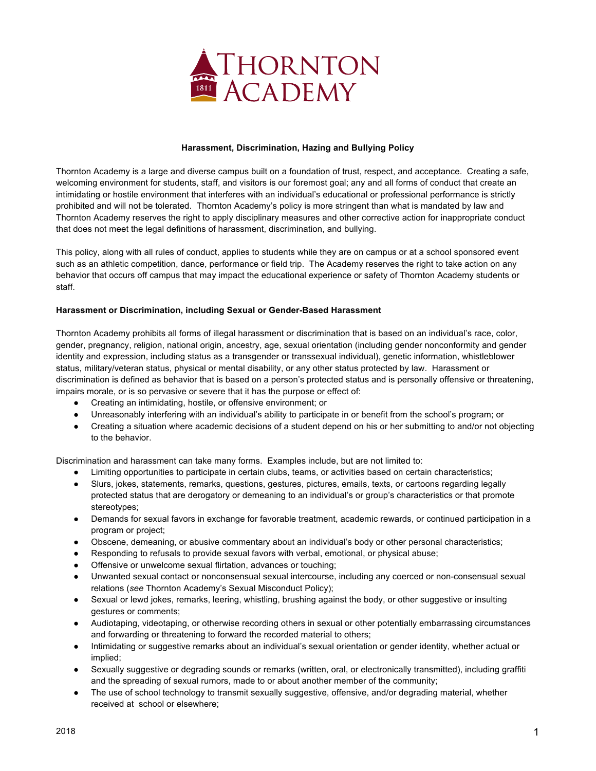# Thornton Academy

## Harassment, Discrimination, Hazing and Bullying Policy

Thornton Academy is a large and diverse campus built on a foundation of trust, respect, and acceptance. Creating a safe, welcoming environment for students, staff, and visitors is our foremost goal; any and all forms of conduct that create an intimidating or hostile environment that interferes with an individual's educational or professional performance is strictly prohibited and will not be tolerated. Thornton Academy's policy is more stringent than what is mandated by law and Thornton Academy reserves the right to apply disciplinary measures and other corrective action for inappropriate conduct that does not meet the legal definitions of harassment, discrimination, and bullying.

This policy, along with all rules of conduct, applies to students while they are on campus or at a school sponsored event such as an athletic competition, dance, performance or field trip. The Academy reserves the right to take action on any behavior that occurs off campus that may impact the educational experience or safety of Thornton Academy students or staff.

### Harassment or Discrimination, including Sexual or Gender-Based Harassment

Thornton Academy prohibits all forms of illegal harassment or discrimination that is based on an individual's race, color, gender, pregnancy, religion, national origin, ancestry, age, sexual orientation (including gender nonconformity and gender identity and expression, including status as a transgender or transsexual individual), genetic information, whistleblower status, military/veteran status, physical or mental disability, or any other status protected by law. Harassment or discrimination is defined as behavior that is based on a person's protected status and is personally offensive or threatening, impairs morale, or is so pervasive or severe that it has the purpose or effect of:

- Creating an intimidating, hostile, or offensive environment; or
- Unreasonably interfering with an individual's ability to participate in or benefit from the school's program; or
- Creating a situation where academic decisions of a student depend on his or her submitting to and/or not objecting to the behavior.

Discrimination and harassment can take many forms. Examples include, but are not limited to:

- Limiting opportunities to participate in certain clubs, teams, or activities based on certain characteristics;
- Slurs, jokes, statements, remarks, questions, gestures, pictures, emails, texts, or cartoons regarding legally protected status that are derogatory or demeaning to an individual's or group's characteristics or that promote stereotypes;
- Demands for sexual favors in exchange for favorable treatment, academic rewards, or continued participation in a program or project;
- Obscene, demeaning, or abusive commentary about an individual's body or other personal characteristics;
- Responding to refusals to provide sexual favors with verbal, emotional, or physical abuse;
- Offensive or unwelcome sexual flirtation, advances or touching;
- Unwanted sexual contact or nonconsensual sexual intercourse, including any coerced or non-consensual sexual relations (*see* Thornton Academy's Sexual Misconduct Policy);
- Sexual or lewd jokes, remarks, leering, whistling, brushing against the body, or other suggestive or insulting gestures or comments;
- Audiotaping, videotaping, or otherwise recording others in sexual or other potentially embarrassing circumstances and forwarding or threatening to forward the recorded material to others;
- Intimidating or suggestive remarks about an individual's sexual orientation or gender identity, whether actual or implied;
- Sexually suggestive or degrading sounds or remarks (written, oral, or electronically transmitted), including graffiti and the spreading of sexual rumors, made to or about another member of the community;
- The use of school technology to transmit sexually suggestive, offensive, and/or degrading material, whether received at school or elsewhere;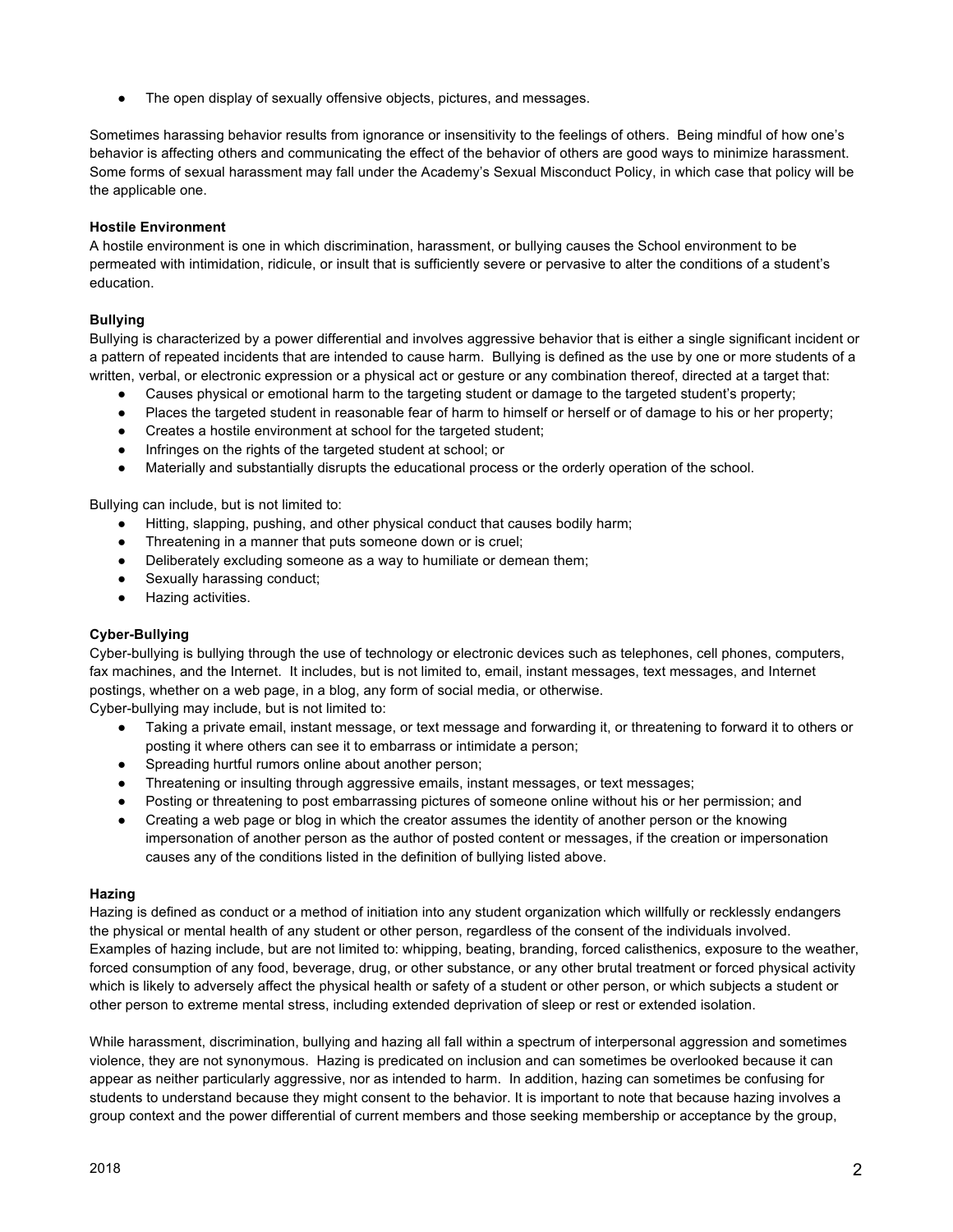- The open display of sexually offensive objects, pictures, and messages.

Sometimes harassing behavior results from ignorance or insensitivity to the feelings of others. Being mindful of how one's behavior is affecting others and communicating the effect of the behavior of others are good ways to minimize harassment. Some forms of sexual harassment may fall under the Academy's Sexual Misconduct Policy, in which case that policy will be the applicable one.

**Hostile Environment**

A hostile environment is one in which discrimination, harassment, or bullying causes the School environment to be permeated with intimidation, ridicule, or insult that is sufficiently severe or pervasive to alter the conditions of a student's education.

**Bullying**

Bullying is characterized by a power differential and involves aggressive behavior that is either a single significant incident or a pattern of repeated incidents that are intended to cause harm. Bullying is defined as the use by one or more students of a written, verbal, or electronic expression or a physical act or gesture or any combination thereof, directed at a target that:

- Causes physical or emotional harm to the targeting student or damage to the targeted student's property;
- Places the targeted student in reasonable fear of harm to himself or herself or of damage to his or her property;
- Creates a hostile environment at school for the targeted student;
- Infringes on the rights of the targeted student at school; or
- Materially and substantially disrupts the educational process or the orderly operation of the school.

Bullying can include, but is not limited to:

- Hitting, slapping, pushing, and other physical conduct that causes bodily harm;
- Threatening in a manner that puts someone down or is cruel;
- Deliberately excluding someone as a way to humiliate or demean them;
- Sexually harassing conduct;
- Hazing activities.

**Cyber-Bullying**

Cyber-bullying is bullying through the use of technology or electronic devices such as telephones, cell phones, computers, fax machines, and the Internet. It includes, but is not limited to, email, instant messages, text messages, and Internet postings, whether on a web page, in a blog, any form of social media, or otherwise.

Cyber-bullying may include, but is not limited to:

- Taking a private email, instant message, or text message and forwarding it, or threatening to forward it to others or posting it where others can see it to embarrass or intimidate a person;
- Spreading hurtful rumors online about another person;
- Threatening or insulting through aggressive emails, instant messages, or text messages;
- Posting or threatening to post embarrassing pictures of someone online without his or her permission; and
- Creating a web page or blog in which the creator assumes the identity of another person or the knowing impersonation of another person as the author of posted content or messages, if the creation or impersonation causes any of the conditions listed in the definition of bullying listed above.

**Hazing**

Hazing is defined as conduct or a method of initiation into any student organization which willfully or recklessly endangers the physical or mental health of any student or other person, regardless of the consent of the individuals involved. Examples of hazing include, but are not limited to: whipping, beating, branding, forced calisthenics, exposure to the weather, forced consumption of any food, beverage, drug, or other substance, or any other brutal treatment or forced physical activity which is likely to adversely affect the physical health or safety of a student or other person, or which subjects a student or other person to extreme mental stress, including extended deprivation of sleep or rest or extended isolation.

While harassment, discrimination, bullying and hazing all fall within a spectrum of interpersonal aggression and sometimes violence, they are not synonymous. Hazing is predicated on inclusion and can sometimes be overlooked because it can appear as neither particularly aggressive, nor as intended to harm. In addition, hazing can sometimes be confusing for students to understand because they might consent to the behavior. It is important to note that because hazing involves a group context and the power differential of current members and those seeking membership or acceptance by the group,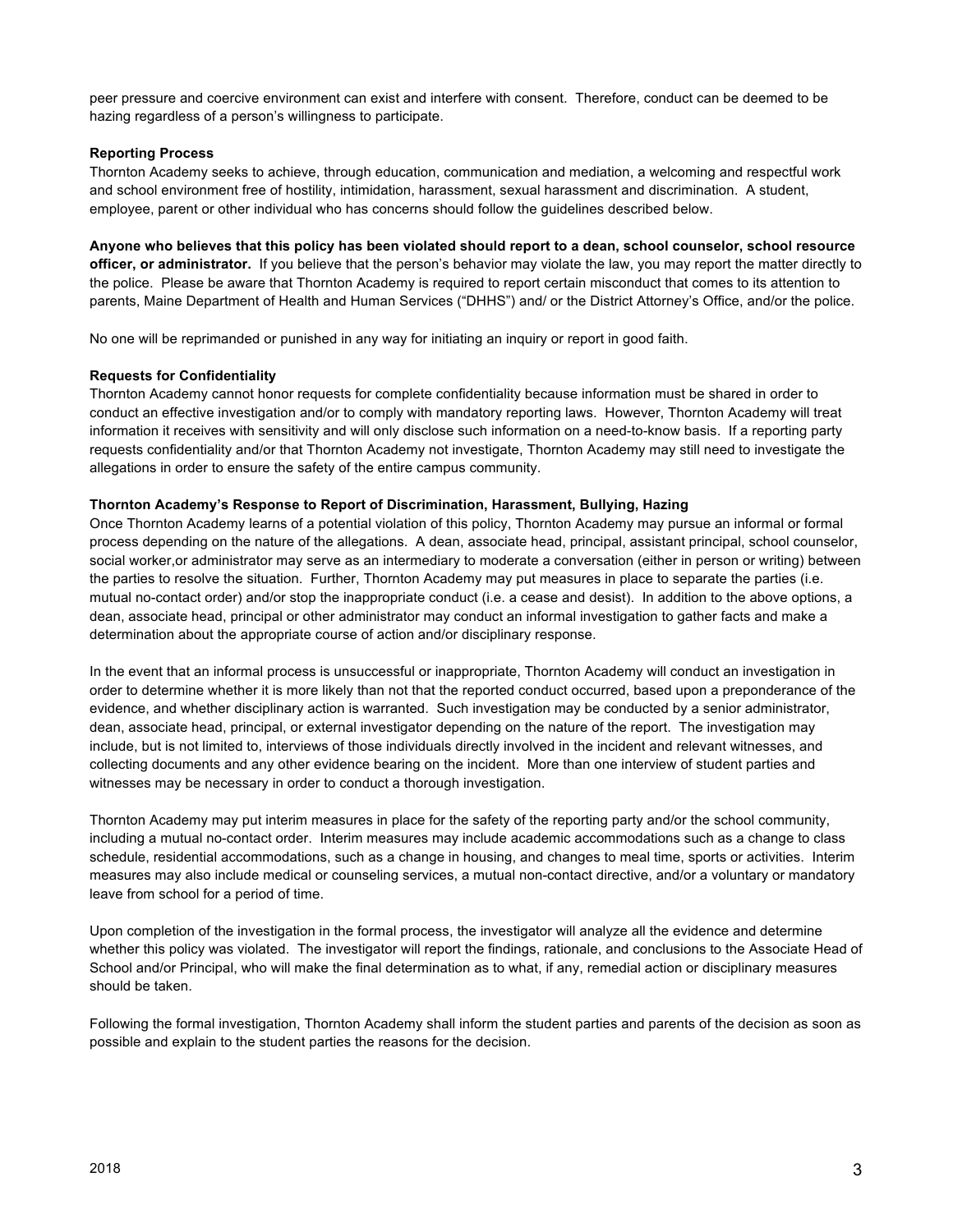peer pressure and coercive environment can exist and interfere with consent. Therefore, conduct can be deemed to be hazing regardless of a person's willingness to participate.

**Reporting Process**

Thornton Academy seeks to achieve, through education, communication and mediation, a welcoming and respectful work and school environment free of hostility, intimidation, harassment, sexual harassment and discrimination. A student, employee, parent or other individual who has concerns should follow the guidelines described below.

**Anyone who believes that this policy has been violated should report to a dean, school counselor, school resource officer, or administrator.** If you believe that the person's behavior may violate the law, you may report the matter directly to the police. Please be aware that Thornton Academy is required to report certain misconduct that comes to its attention to parents, Maine Department of Health and Human Services ("DHHS") and/ or the District Attorney's Office, and/or the police.

No one will be reprimanded or punished in any way for initiating an inquiry or report in good faith.

**Requests for Confidentiality**

Thornton Academy cannot honor requests for complete confidentiality because information must be shared in order to conduct an effective investigation and/or to comply with mandatory reporting laws. However, Thornton Academy will treat information it receives with sensitivity and will only disclose such information on a need-to-know basis. If a reporting party requests confidentiality and/or that Thornton Academy not investigate, Thornton Academy may still need to investigate the allegations in order to ensure the safety of the entire campus community.

**Thornton Academy's Response to Report of Discrimination, Harassment, Bullying, Hazing**

Once Thornton Academy learns of a potential violation of this policy, Thornton Academy may pursue an informal or formal process depending on the nature of the allegations. A dean, associate head, principal, assistant principal, school counselor, social worker,or administrator may serve as an intermediary to moderate a conversation (either in person or writing) between the parties to resolve the situation. Further, Thornton Academy may put measures in place to separate the parties (i.e. mutual no-contact order) and/or stop the inappropriate conduct (i.e. a cease and desist). In addition to the above options, a dean, associate head, principal or other administrator may conduct an informal investigation to gather facts and make a determination about the appropriate course of action and/or disciplinary response.

In the event that an informal process is unsuccessful or inappropriate, Thornton Academy will conduct an investigation in order to determine whether it is more likely than not that the reported conduct occurred, based upon a preponderance of the evidence, and whether disciplinary action is warranted. Such investigation may be conducted by a senior administrator, dean, associate head, principal, or external investigator depending on the nature of the report. The investigation may include, but is not limited to, interviews of those individuals directly involved in the incident and relevant witnesses, and collecting documents and any other evidence bearing on the incident. More than one interview of student parties and witnesses may be necessary in order to conduct a thorough investigation.

Thornton Academy may put interim measures in place for the safety of the reporting party and/or the school community, including a mutual no-contact order. Interim measures may include academic accommodations such as a change to class schedule, residential accommodations, such as a change in housing, and changes to meal time, sports or activities. Interim measures may also include medical or counseling services, a mutual non-contact directive, and/or a voluntary or mandatory leave from school for a period of time.

Upon completion of the investigation in the formal process, the investigator will analyze all the evidence and determine whether this policy was violated. The investigator will report the findings, rationale, and conclusions to the Associate Head of School and/or Principal, who will make the final determination as to what, if any, remedial action or disciplinary measures should be taken.

Following the formal investigation, Thornton Academy shall inform the student parties and parents of the decision as soon as possible and explain to the student parties the reasons for the decision.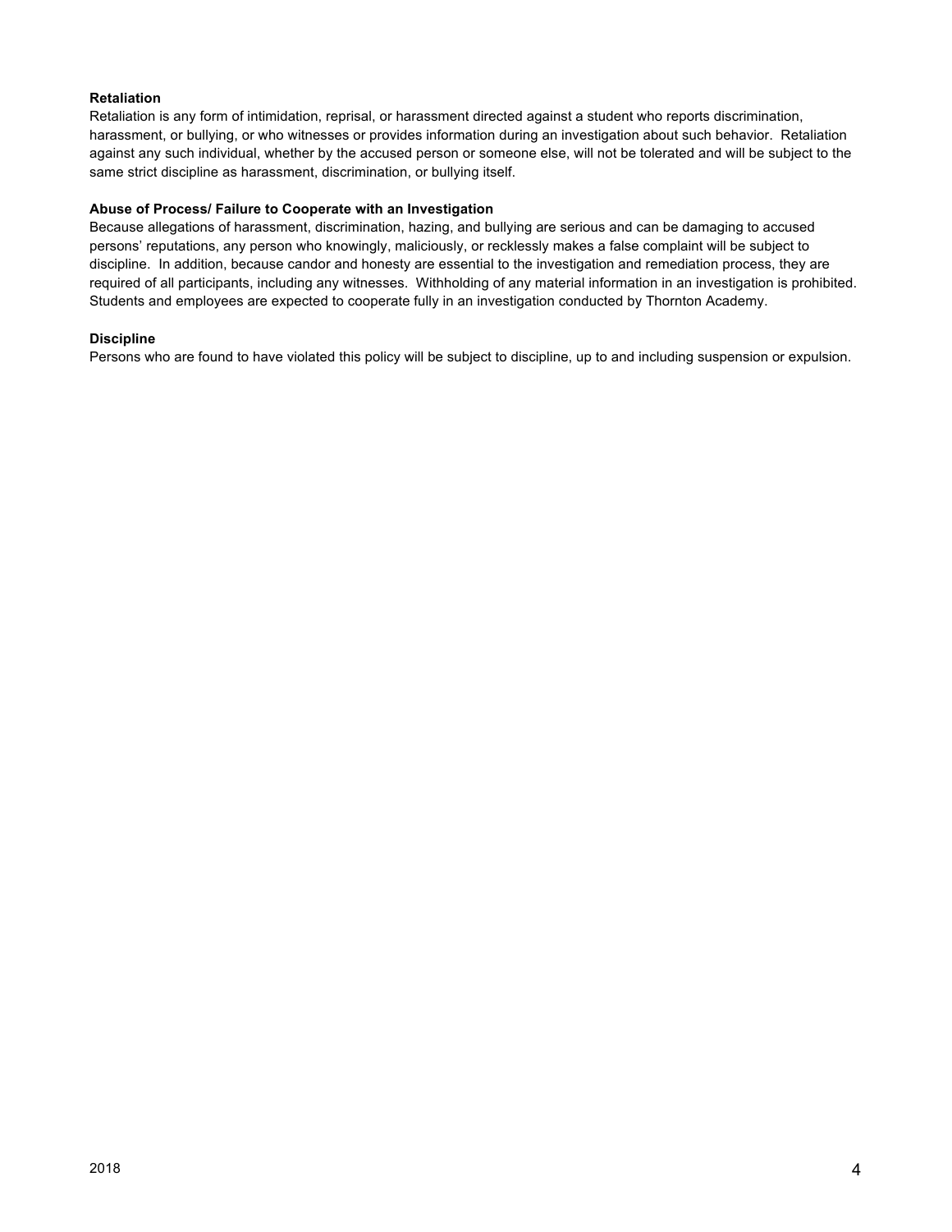**Retaliation**

Retaliation is any form of intimidation, reprisal, or harassment directed against a student who reports discrimination, harassment, or bullying, or who witnesses or provides information during an investigation about such behavior. Retaliation against any such individual, whether by the accused person or someone else, will not be tolerated and will be subject to the same strict discipline as harassment, discrimination, or bullying itself.

**Abuse of Process/ Failure to Cooperate with an Investigation**

Because allegations of harassment, discrimination, hazing, and bullying are serious and can be damaging to accused persons' reputations, any person who knowingly, maliciously, or recklessly makes a false complaint will be subject to discipline. In addition, because candor and honesty are essential to the investigation and remediation process, they are required of all participants, including any witnesses. Withholding of any material information in an investigation is prohibited. Students and employees are expected to cooperate fully in an investigation conducted by Thornton Academy.

**Discipline**

Persons who are found to have violated this policy will be subject to discipline, up to and including suspension or expulsion.